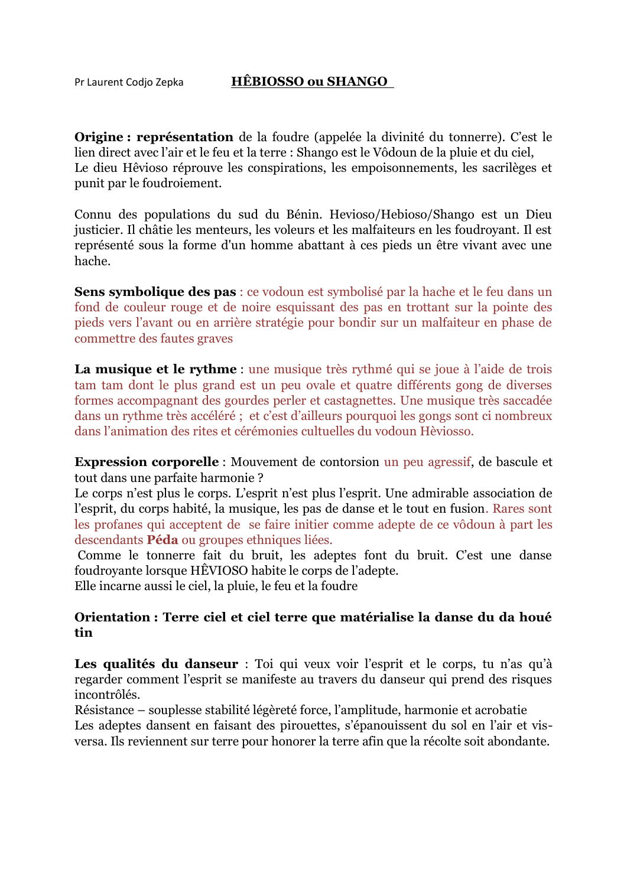Pr Laurent Codjo Zepka

# HÊBIOSSO ou SHANGO

**Origine : représentation** de la foudre (appelée la divinité du tonnerre). C'est le lien direct avec l'air et le feu et la terre : Shango est le Vôdoun de la pluie et du ciel,
Le dieu Hêvioso réprouve les conspirations, les empoisonnements, les sacrilèges et punit par le foudroiement.

Connu des populations du sud du Bénin. Hevioso/Hebioso/Shango est un Dieu justicier. Il châtie les menteurs, les voleurs et les malfaiteurs en les foudroyant. Il est représenté sous la forme d'un homme abattant à ces pieds un être vivant avec une hache.

**Sens symbolique des pas** : ce vodoun est symbolisé par la hache et le feu dans un fond de couleur rouge et de noire esquissant des pas en trottant sur la pointe des pieds vers l'avant ou en arrière stratégie pour bondir sur un malfaiteur en phase de commettre des fautes graves

**La musique et le rythme** : une musique très rythmé qui se joue à l'aide de trois tam tam dont le plus grand est un peu ovale et quatre différents gong de diverses formes accompagnant des gourdes perler et castagnettes. Une musique très saccadée dans un rythme très accéléré ; et c'est d'ailleurs pourquoi les gongs sont ci nombreux dans l'animation des rites et cérémonies cultuelles du vodoun Hèviosso.

**Expression corporelle** : Mouvement de contorsion un peu agressif, de bascule et tout dans une parfaite harmonie ?
Le corps n'est plus le corps. L'esprit n'est plus l'esprit. Une admirable association de l'esprit, du corps habité, la musique, les pas de danse et le tout en fusion. Rares sont les profanes qui acceptent de se faire initier comme adepte de ce vôdoun à part les descendants **Péda** ou groupes ethniques liées.
Comme le tonnerre fait du bruit, les adeptes font du bruit. C'est une danse foudroyante lorsque HÊVIOSO habite le corps de l'adepte.
Elle incarne aussi le ciel, la pluie, le feu et la foudre

**Orientation : Terre ciel et ciel terre que matérialise la danse du da houé tin**

**Les qualités du danseur** : Toi qui veux voir l'esprit et le corps, tu n'as qu'à regarder comment l'esprit se manifeste au travers du danseur qui prend des risques incontrôlés.
Résistance – souplesse stabilité légèreté force, l'amplitude, harmonie et acrobatie
Les adeptes dansent en faisant des pirouettes, s'épanouissent du sol en l'air et vis-versa. Ils reviennent sur terre pour honorer la terre afin que la récolte soit abondante.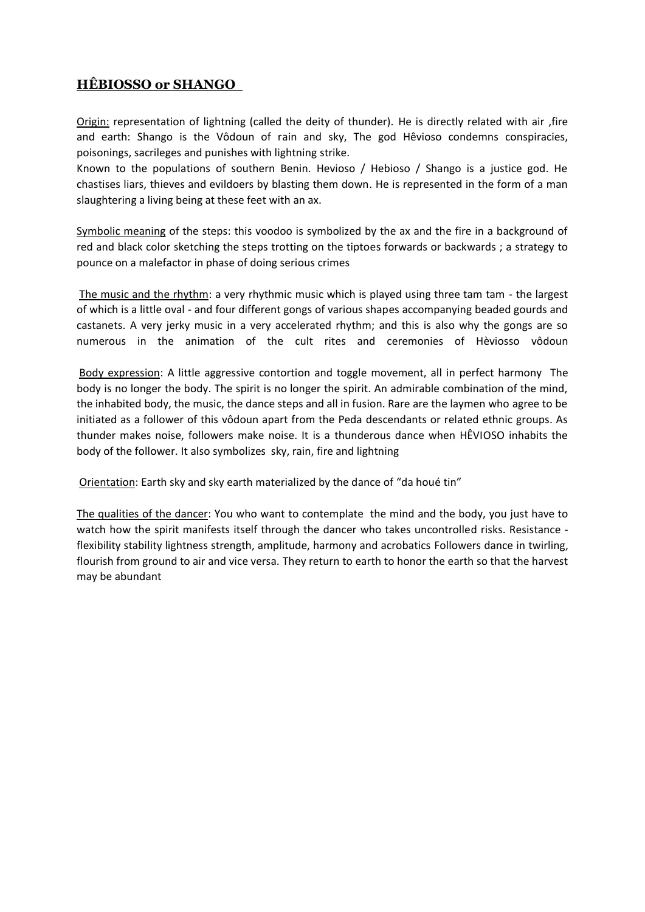## **HÊBIOSSO or SHANGO**

Origin: representation of lightning (called the deity of thunder). He is directly related with air ,fire and earth: Shango is the Vôdoun of rain and sky, The god Hêvioso condemns conspiracies, poisonings, sacrileges and punishes with lightning strike.
Known to the populations of southern Benin. Hevioso / Hebioso / Shango is a justice god. He chastises liars, thieves and evildoers by blasting them down. He is represented in the form of a man slaughtering a living being at these feet with an ax.

Symbolic meaning of the steps: this voodoo is symbolized by the ax and the fire in a background of red and black color sketching the steps trotting on the tiptoes forwards or backwards ; a strategy to pounce on a malefactor in phase of doing serious crimes

The music and the rhythm: a very rhythmic music which is played using three tam tam - the largest of which is a little oval - and four different gongs of various shapes accompanying beaded gourds and castanets. A very jerky music in a very accelerated rhythm; and this is also why the gongs are so numerous in the animation of the cult rites and ceremonies of Hèviosso vôdoun

Body expression: A little aggressive contortion and toggle movement, all in perfect harmony The body is no longer the body. The spirit is no longer the spirit. An admirable combination of the mind, the inhabited body, the music, the dance steps and all in fusion. Rare are the laymen who agree to be initiated as a follower of this vôdoun apart from the Peda descendants or related ethnic groups. As thunder makes noise, followers make noise. It is a thunderous dance when HÊVIOSO inhabits the body of the follower. It also symbolizes sky, rain, fire and lightning

Orientation: Earth sky and sky earth materialized by the dance of “da houé tin”

The qualities of the dancer: You who want to contemplate the mind and the body, you just have to watch how the spirit manifests itself through the dancer who takes uncontrolled risks. Resistance - flexibility stability lightness strength, amplitude, harmony and acrobatics Followers dance in twirling, flourish from ground to air and vice versa. They return to earth to honor the earth so that the harvest may be abundant